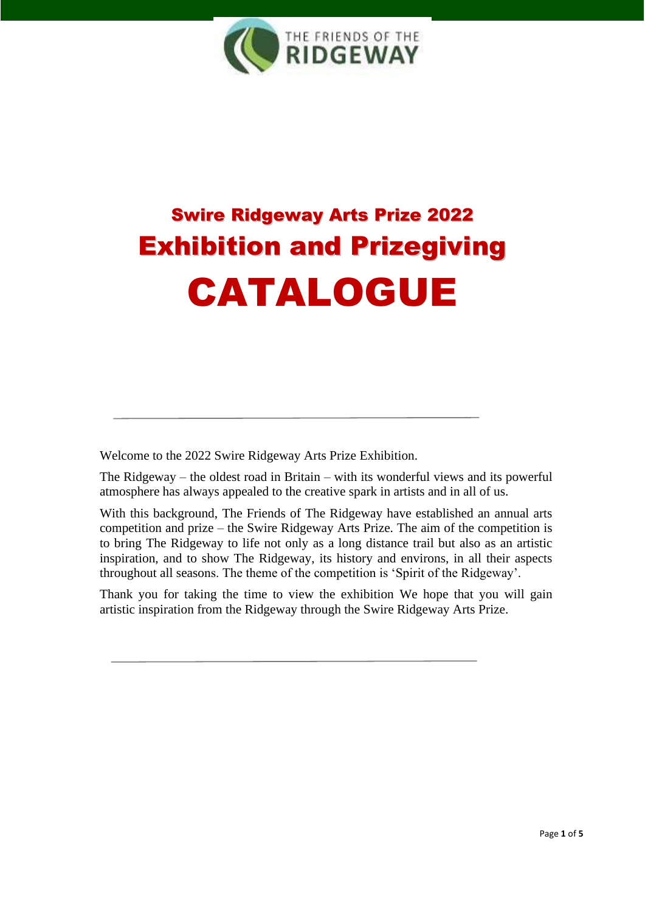THE FRIENDS OF THE RIDGEWAY

# Swire Ridgeway Arts Prize 2022

# Exhibition and Prizegiving

# CATALOGUE

---

Welcome to the 2022 Swire Ridgeway Arts Prize Exhibition.

The Ridgeway – the oldest road in Britain – with its wonderful views and its powerful atmosphere has always appealed to the creative spark in artists and in all of us.

With this background, The Friends of The Ridgeway have established an annual arts competition and prize – the Swire Ridgeway Arts Prize. The aim of the competition is to bring The Ridgeway to life not only as a long distance trail but also as an artistic inspiration, and to show The Ridgeway, its history and environs, in all their aspects throughout all seasons. The theme of the competition is 'Spirit of the Ridgeway'.

Thank you for taking the time to view the exhibition We hope that you will gain artistic inspiration from the Ridgeway through the Swire Ridgeway Arts Prize.

---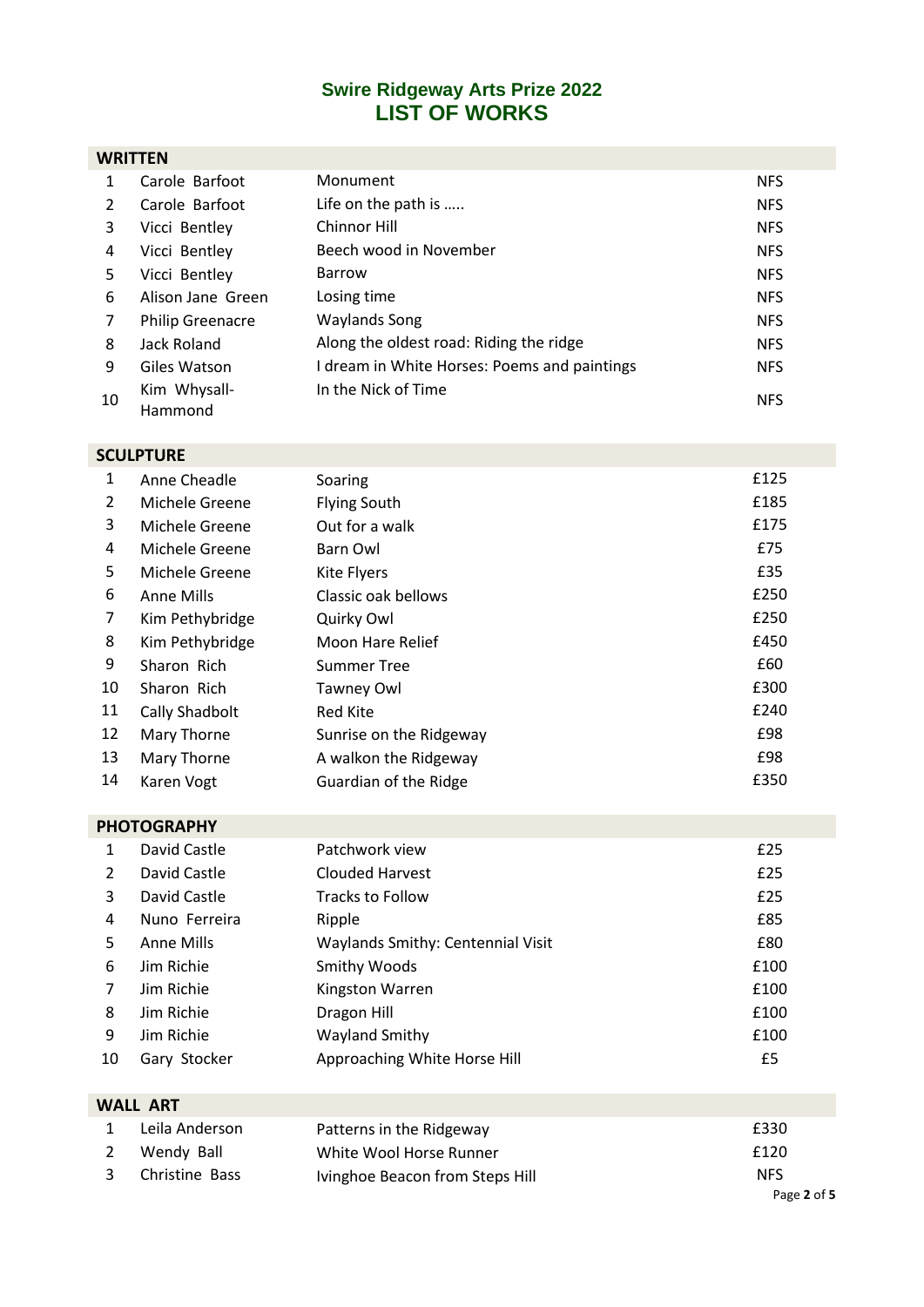## Swire Ridgeway Arts Prize 2022

# LIST OF WORKS

| WRITTEN | | | |
|---|---|---|---|
| 1 | Carole Barfoot | Monument | NFS |
| 2 | Carole Barfoot | Life on the path is ….. | NFS |
| 3 | Vicci Bentley | Chinnor Hill | NFS |
| 4 | Vicci Bentley | Beech wood in November | NFS |
| 5 | Vicci Bentley | Barrow | NFS |
| 6 | Alison Jane Green | Losing time | NFS |
| 7 | Philip Greenacre | Waylands Song | NFS |
| 8 | Jack Roland | Along the oldest road: Riding the ridge | NFS |
| 9 | Giles Watson | I dream in White Horses: Poems and paintings | NFS |
| 10 | Kim Whysall-Hammond | In the Nick of Time | NFS |

| SCULPTURE | | | |
|---|---|---|---|
| 1 | Anne Cheadle | Soaring | £125 |
| 2 | Michele Greene | Flying South | £185 |
| 3 | Michele Greene | Out for a walk | £175 |
| 4 | Michele Greene | Barn Owl | £75 |
| 5 | Michele Greene | Kite Flyers | £35 |
| 6 | Anne Mills | Classic oak bellows | £250 |
| 7 | Kim Pethybridge | Quirky Owl | £250 |
| 8 | Kim Pethybridge | Moon Hare Relief | £450 |
| 9 | Sharon Rich | Summer Tree | £60 |
| 10 | Sharon Rich | Tawney Owl | £300 |
| 11 | Cally Shadbolt | Red Kite | £240 |
| 12 | Mary Thorne | Sunrise on the Ridgeway | £98 |
| 13 | Mary Thorne | A walkon the Ridgeway | £98 |
| 14 | Karen Vogt | Guardian of the Ridge | £350 |

| PHOTOGRAPHY | | | |
|---|---|---|---|
| 1 | David Castle | Patchwork view | £25 |
| 2 | David Castle | Clouded Harvest | £25 |
| 3 | David Castle | Tracks to Follow | £25 |
| 4 | Nuno Ferreira | Ripple | £85 |
| 5 | Anne Mills | Waylands Smithy: Centennial Visit | £80 |
| 6 | Jim Richie | Smithy Woods | £100 |
| 7 | Jim Richie | Kingston Warren | £100 |
| 8 | Jim Richie | Dragon Hill | £100 |
| 9 | Jim Richie | Wayland Smithy | £100 |
| 10 | Gary Stocker | Approaching White Horse Hill | £5 |

| WALL ART | | | |
|---|---|---|---|
| 1 | Leila Anderson | Patterns in the Ridgeway | £330 |
| 2 | Wendy Ball | White Wool Horse Runner | £120 |
| 3 | Christine Bass | Ivinghoe Beacon from Steps Hill | NFS |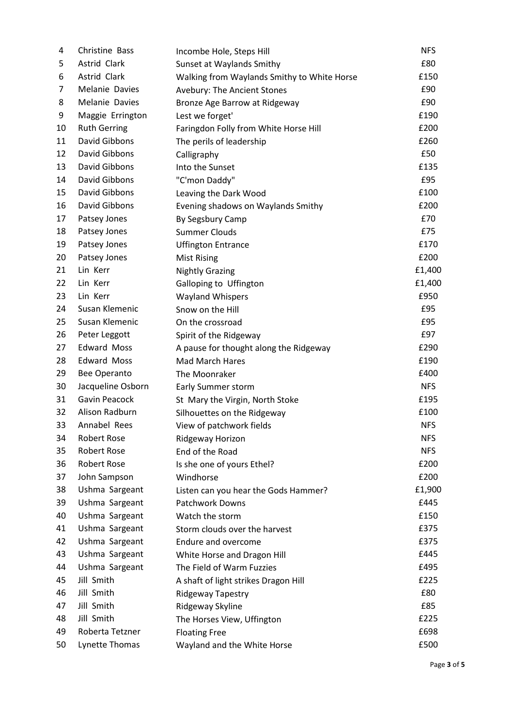| | | | |
|---|---|---|---|
| 4 | Christine Bass | Incombe Hole, Steps Hill | NFS |
| 5 | Astrid Clark | Sunset at Waylands Smithy | £80 |
| 6 | Astrid Clark | Walking from Waylands Smithy to White Horse | £150 |
| 7 | Melanie Davies | Avebury: The Ancient Stones | £90 |
| 8 | Melanie Davies | Bronze Age Barrow at Ridgeway | £90 |
| 9 | Maggie Errington | Lest we forget' | £190 |
| 10 | Ruth Gerring | Faringdon Folly from White Horse Hill | £200 |
| 11 | David Gibbons | The perils of leadership | £260 |
| 12 | David Gibbons | Calligraphy | £50 |
| 13 | David Gibbons | Into the Sunset | £135 |
| 14 | David Gibbons | "C'mon Daddy" | £95 |
| 15 | David Gibbons | Leaving the Dark Wood | £100 |
| 16 | David Gibbons | Evening shadows on Waylands Smithy | £200 |
| 17 | Patsey Jones | By Segsbury Camp | £70 |
| 18 | Patsey Jones | Summer Clouds | £75 |
| 19 | Patsey Jones | Uffington Entrance | £170 |
| 20 | Patsey Jones | Mist Rising | £200 |
| 21 | Lin Kerr | Nightly Grazing | £1,400 |
| 22 | Lin Kerr | Galloping to Uffington | £1,400 |
| 23 | Lin Kerr | Wayland Whispers | £950 |
| 24 | Susan Klemenic | Snow on the Hill | £95 |
| 25 | Susan Klemenic | On the crossroad | £95 |
| 26 | Peter Leggott | Spirit of the Ridgeway | £97 |
| 27 | Edward Moss | A pause for thought along the Ridgeway | £290 |
| 28 | Edward Moss | Mad March Hares | £190 |
| 29 | Bee Operanto | The Moonraker | £400 |
| 30 | Jacqueline Osborn | Early Summer storm | NFS |
| 31 | Gavin Peacock | St Mary the Virgin, North Stoke | £195 |
| 32 | Alison Radburn | Silhouettes on the Ridgeway | £100 |
| 33 | Annabel Rees | View of patchwork fields | NFS |
| 34 | Robert Rose | Ridgeway Horizon | NFS |
| 35 | Robert Rose | End of the Road | NFS |
| 36 | Robert Rose | Is she one of yours Ethel? | £200 |
| 37 | John Sampson | Windhorse | £200 |
| 38 | Ushma Sargeant | Listen can you hear the Gods Hammer? | £1,900 |
| 39 | Ushma Sargeant | Patchwork Downs | £445 |
| 40 | Ushma Sargeant | Watch the storm | £150 |
| 41 | Ushma Sargeant | Storm clouds over the harvest | £375 |
| 42 | Ushma Sargeant | Endure and overcome | £375 |
| 43 | Ushma Sargeant | White Horse and Dragon Hill | £445 |
| 44 | Ushma Sargeant | The Field of Warm Fuzzies | £495 |
| 45 | Jill Smith | A shaft of light strikes Dragon Hill | £225 |
| 46 | Jill Smith | Ridgeway Tapestry | £80 |
| 47 | Jill Smith | Ridgeway Skyline | £85 |
| 48 | Jill Smith | The Horses View, Uffington | £225 |
| 49 | Roberta Tetzner | Floating Free | £698 |
| 50 | Lynette Thomas | Wayland and the White Horse | £500 |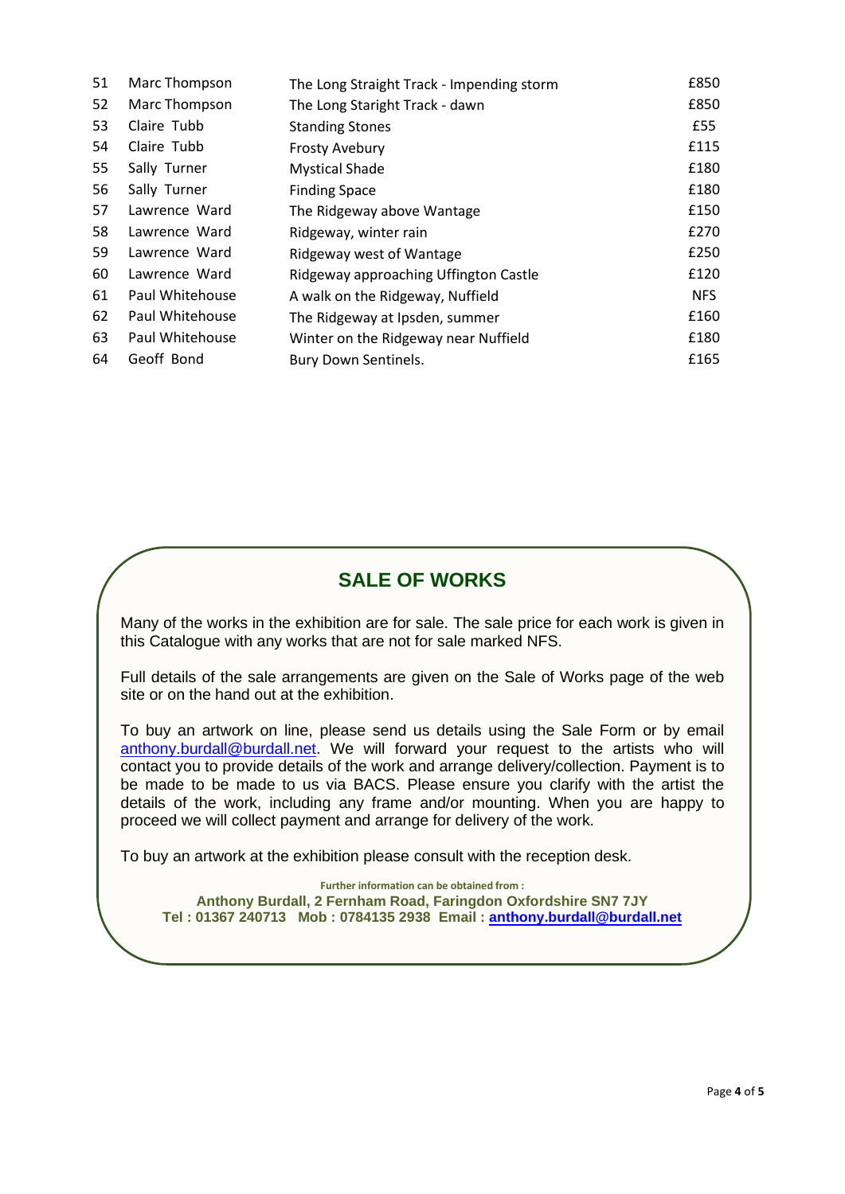| | | | |
|---|---|---|---|
| 51 | Marc Thompson | The Long Straight Track - Impending storm | £850 |
| 52 | Marc Thompson | The Long Staright Track - dawn | £850 |
| 53 | Claire Tubb | Standing Stones | £55 |
| 54 | Claire Tubb | Frosty Avebury | £115 |
| 55 | Sally Turner | Mystical Shade | £180 |
| 56 | Sally Turner | Finding Space | £180 |
| 57 | Lawrence Ward | The Ridgeway above Wantage | £150 |
| 58 | Lawrence Ward | Ridgeway, winter rain | £270 |
| 59 | Lawrence Ward | Ridgeway west of Wantage | £250 |
| 60 | Lawrence Ward | Ridgeway approaching Uffington Castle | £120 |
| 61 | Paul Whitehouse | A walk on the Ridgeway, Nuffield | NFS |
| 62 | Paul Whitehouse | The Ridgeway at Ipsden, summer | £160 |
| 63 | Paul Whitehouse | Winter on the Ridgeway near Nuffield | £180 |
| 64 | Geoff Bond | Bury Down Sentinels. | £165 |

## SALE OF WORKS

Many of the works in the exhibition are for sale. The sale price for each work is given in this Catalogue with any works that are not for sale marked NFS.

Full details of the sale arrangements are given on the Sale of Works page of the web site or on the hand out at the exhibition.

To buy an artwork on line, please send us details using the Sale Form or by email anthony.burdall@burdall.net. We will forward your request to the artists who will contact you to provide details of the work and arrange delivery/collection. Payment is to be made to be made to us via BACS. Please ensure you clarify with the artist the details of the work, including any frame and/or mounting. When you are happy to proceed we will collect payment and arrange for delivery of the work.

To buy an artwork at the exhibition please consult with the reception desk.

**Further information can be obtained from :**

**Anthony Burdall, 2 Fernham Road, Faringdon Oxfordshire SN7 7JY**
**Tel : 01367 240713 Mob : 0784135 2938 Email : anthony.burdall@burdall.net**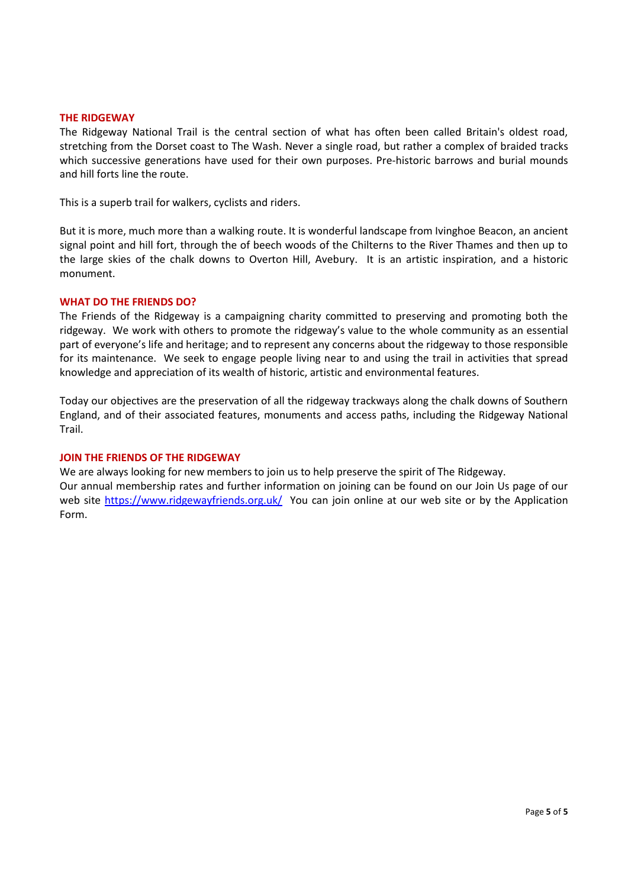## THE RIDGEWAY

The Ridgeway National Trail is the central section of what has often been called Britain's oldest road, stretching from the Dorset coast to The Wash. Never a single road, but rather a complex of braided tracks which successive generations have used for their own purposes. Pre-historic barrows and burial mounds and hill forts line the route.

This is a superb trail for walkers, cyclists and riders.

But it is more, much more than a walking route. It is wonderful landscape from Ivinghoe Beacon, an ancient signal point and hill fort, through the of beech woods of the Chilterns to the River Thames and then up to the large skies of the chalk downs to Overton Hill, Avebury. It is an artistic inspiration, and a historic monument.

## WHAT DO THE FRIENDS DO?

The Friends of the Ridgeway is a campaigning charity committed to preserving and promoting both the ridgeway. We work with others to promote the ridgeway's value to the whole community as an essential part of everyone's life and heritage; and to represent any concerns about the ridgeway to those responsible for its maintenance. We seek to engage people living near to and using the trail in activities that spread knowledge and appreciation of its wealth of historic, artistic and environmental features.

Today our objectives are the preservation of all the ridgeway trackways along the chalk downs of Southern England, and of their associated features, monuments and access paths, including the Ridgeway National Trail.

## JOIN THE FRIENDS OF THE RIDGEWAY

We are always looking for new members to join us to help preserve the spirit of The Ridgeway.
Our annual membership rates and further information on joining can be found on our Join Us page of our web site [https://www.ridgewayfriends.org.uk/](https://www.ridgewayfriends.org.uk/) You can join online at our web site or by the Application Form.